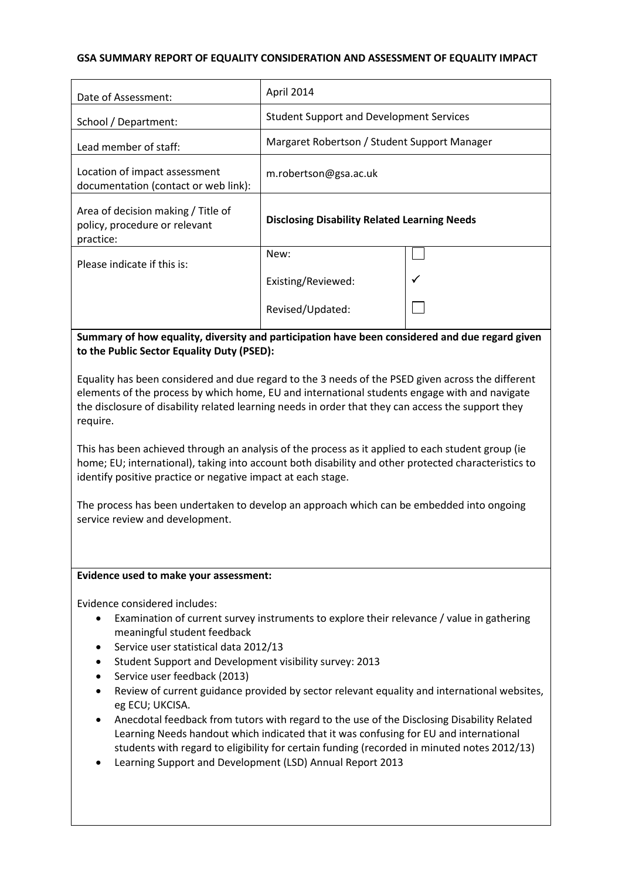**GSA SUMMARY REPORT OF EQUALITY CONSIDERATION AND ASSESSMENT OF EQUALITY IMPACT**

| | | |
|---|---|---|
| Date of Assessment: | April 2014 | |
| School / Department: | Student Support and Development Services | |
| Lead member of staff: | Margaret Robertson / Student Support Manager | |
| Location of impact assessment documentation (contact or web link): | m.robertson@gsa.ac.uk | |
| Area of decision making / Title of policy, procedure or relevant practice: | **Disclosing Disability Related Learning Needs** | |
| Please indicate if this is: | New: | ☐ |
| | Existing/Reviewed: | ✓ |
| | Revised/Updated: | ☐ |

**Summary of how equality, diversity and participation have been considered and due regard given to the Public Sector Equality Duty (PSED):**

Equality has been considered and due regard to the 3 needs of the PSED given across the different elements of the process by which home, EU and international students engage with and navigate the disclosure of disability related learning needs in order that they can access the support they require.

This has been achieved through an analysis of the process as it applied to each student group (ie home; EU; international), taking into account both disability and other protected characteristics to identify positive practice or negative impact at each stage.

The process has been undertaken to develop an approach which can be embedded into ongoing service review and development.

**Evidence used to make your assessment:**

Evidence considered includes:

- Examination of current survey instruments to explore their relevance / value in gathering meaningful student feedback
- Service user statistical data 2012/13
- Student Support and Development visibility survey: 2013
- Service user feedback (2013)
- Review of current guidance provided by sector relevant equality and international websites, eg ECU; UKCISA.
- Anecdotal feedback from tutors with regard to the use of the Disclosing Disability Related Learning Needs handout which indicated that it was confusing for EU and international students with regard to eligibility for certain funding (recorded in minuted notes 2012/13)
- Learning Support and Development (LSD) Annual Report 2013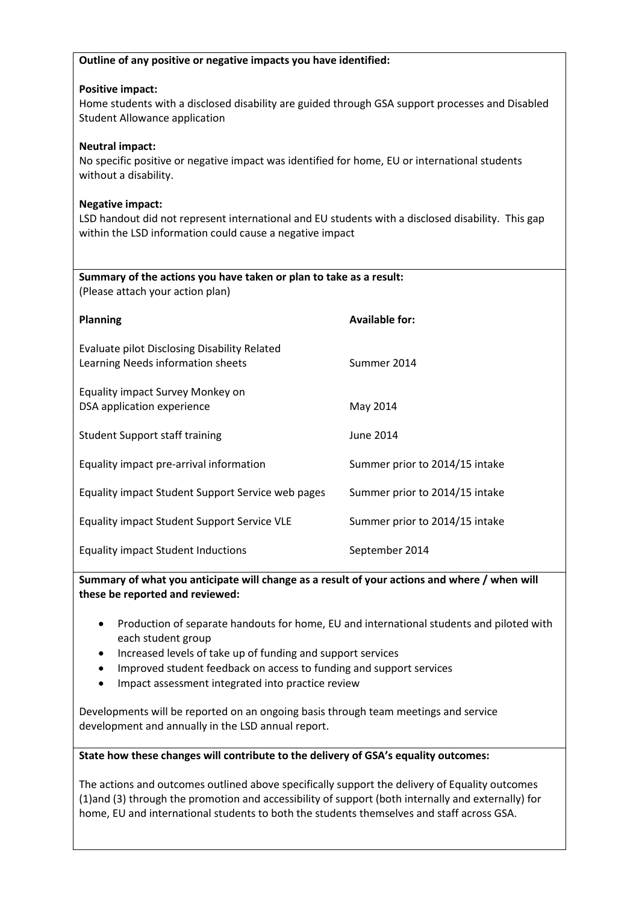**Outline of any positive or negative impacts you have identified:**

**Positive impact:**
Home students with a disclosed disability are guided through GSA support processes and Disabled Student Allowance application

**Neutral impact:**
No specific positive or negative impact was identified for home, EU or international students without a disability.

**Negative impact:**
LSD handout did not represent international and EU students with a disclosed disability. This gap within the LSD information could cause a negative impact

**Summary of the actions you have taken or plan to take as a result:**
(Please attach your action plan)

| **Planning** | **Available for:** |
|---|---|
| Evaluate pilot Disclosing Disability Related Learning Needs information sheets | Summer 2014 |
| Equality impact Survey Monkey on DSA application experience | May 2014 |
| Student Support staff training | June 2014 |
| Equality impact pre-arrival information | Summer prior to 2014/15 intake |
| Equality impact Student Support Service web pages | Summer prior to 2014/15 intake |
| Equality impact Student Support Service VLE | Summer prior to 2014/15 intake |
| Equality impact Student Inductions | September 2014 |

**Summary of what you anticipate will change as a result of your actions and where / when will these be reported and reviewed:**

- Production of separate handouts for home, EU and international students and piloted with each student group
- Increased levels of take up of funding and support services
- Improved student feedback on access to funding and support services
- Impact assessment integrated into practice review

Developments will be reported on an ongoing basis through team meetings and service development and annually in the LSD annual report.

**State how these changes will contribute to the delivery of GSA's equality outcomes:**

The actions and outcomes outlined above specifically support the delivery of Equality outcomes (1)and (3) through the promotion and accessibility of support (both internally and externally) for home, EU and international students to both the students themselves and staff across GSA.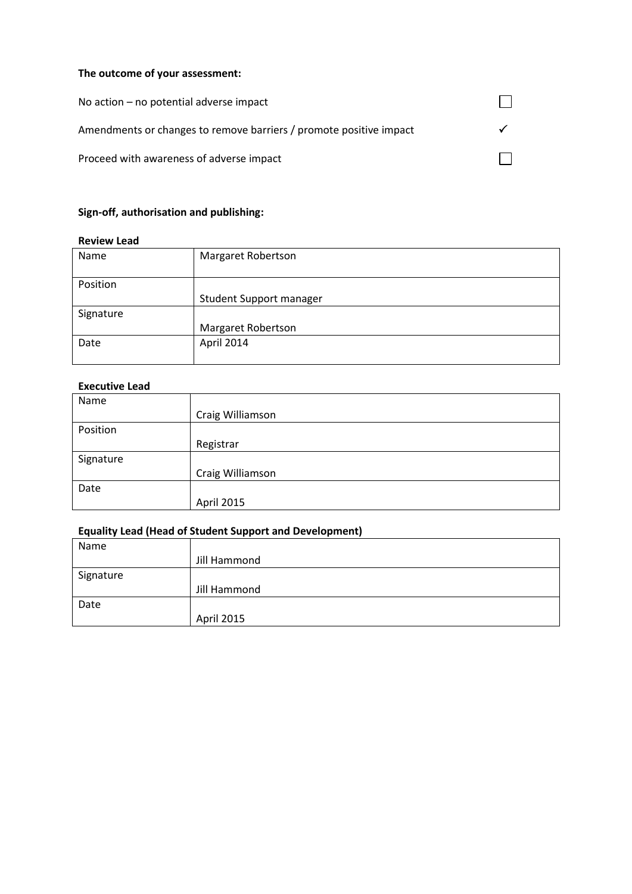**The outcome of your assessment:**

No action – no potential adverse impact ☐

Amendments or changes to remove barriers / promote positive impact ✓

Proceed with awareness of adverse impact ☐

**Sign-off, authorisation and publishing:**

**Review Lead**

| | |
|---|---|
| Name | Margaret Robertson |
| Position | Student Support manager |
| Signature | Margaret Robertson |
| Date | April 2014 |

**Executive Lead**

| | |
|---|---|
| Name | Craig Williamson |
| Position | Registrar |
| Signature | Craig Williamson |
| Date | April 2015 |

**Equality Lead (Head of Student Support and Development)**

| | |
|---|---|
| Name | Jill Hammond |
| Signature | Jill Hammond |
| Date | April 2015 |